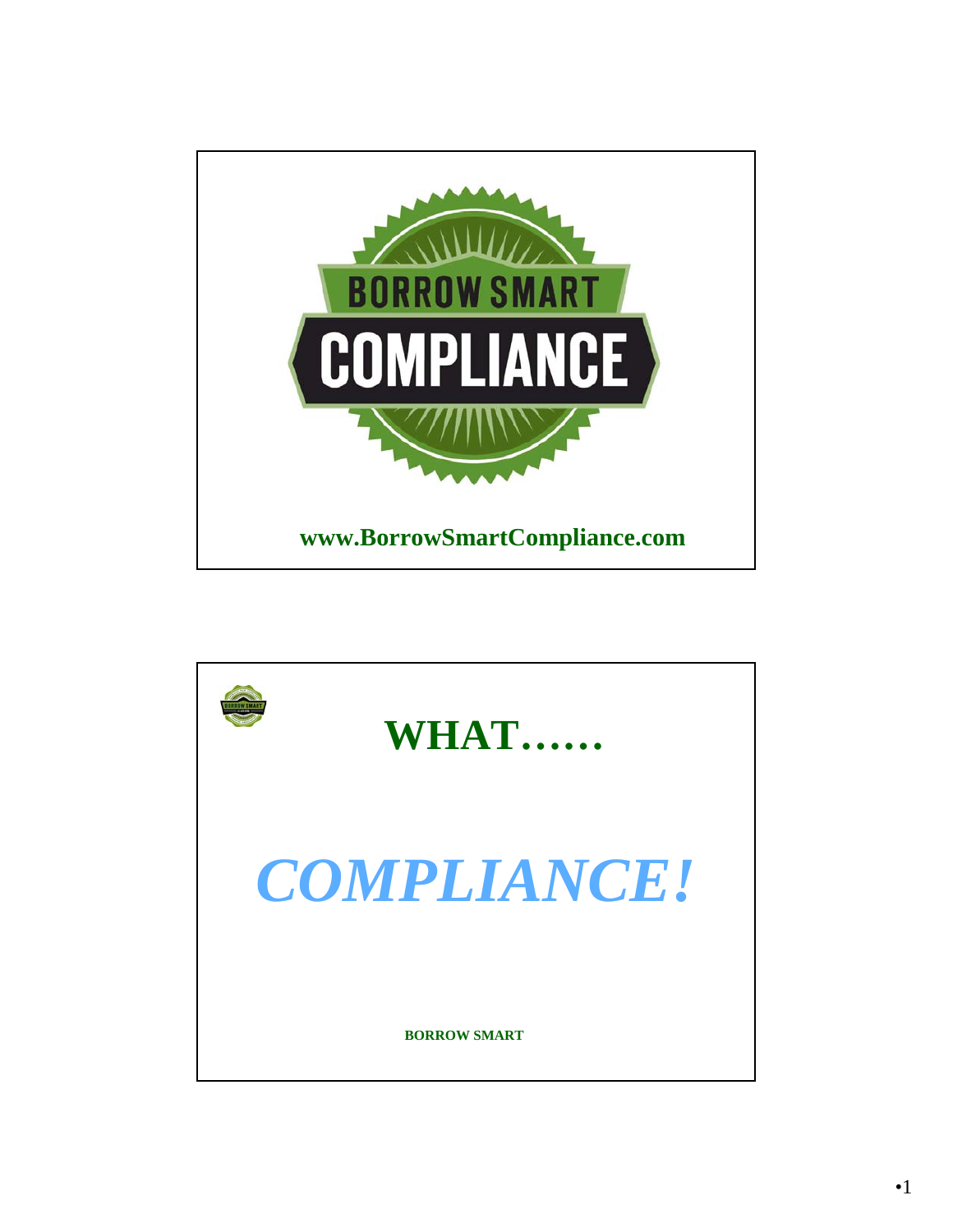BORROW SMART

COMPLIANCE

www.BorrowSmartCompliance.com

# WHAT……

# *COMPLIANCE!*

**BORROW SMART**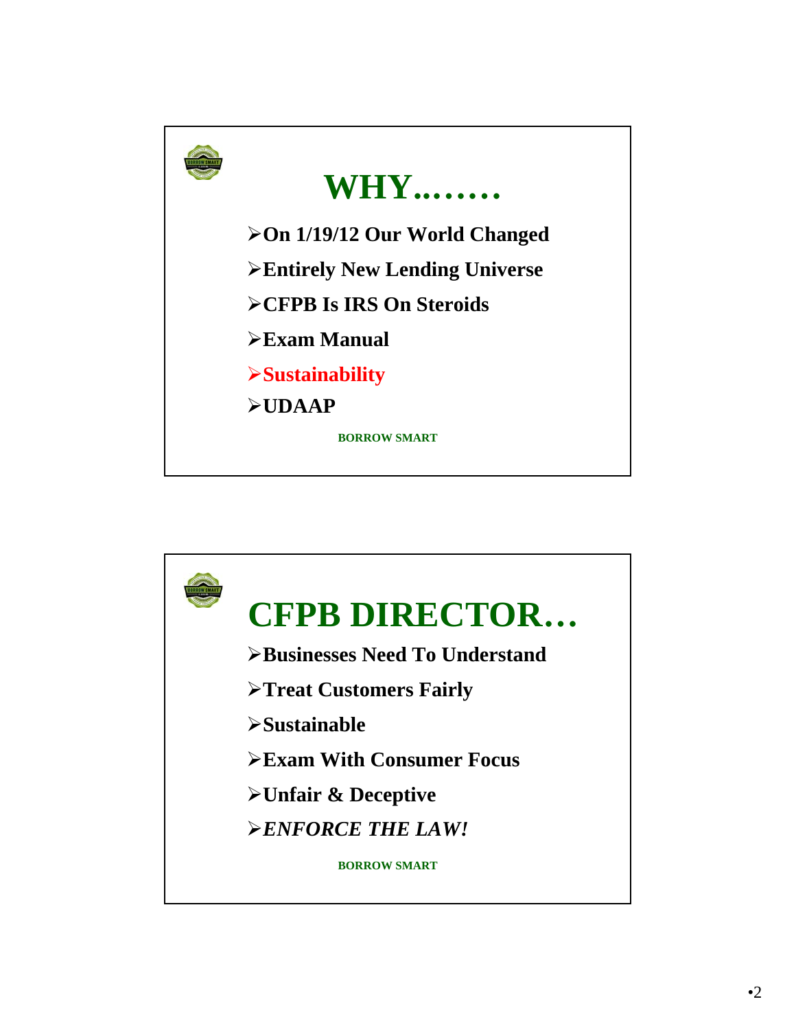# WHY……..

- **On 1/19/12 Our World Changed**
- **Entirely New Lending Universe**
- **CFPB Is IRS On Steroids**
- **Exam Manual**
- **Sustainability**
- **UDAAP**

**BORROW SMART**

# CFPB DIRECTOR…

- **Businesses Need To Understand**
- **Treat Customers Fairly**
- **Sustainable**
- **Exam With Consumer Focus**
- **Unfair & Deceptive**
- ***ENFORCE THE LAW!***

**BORROW SMART**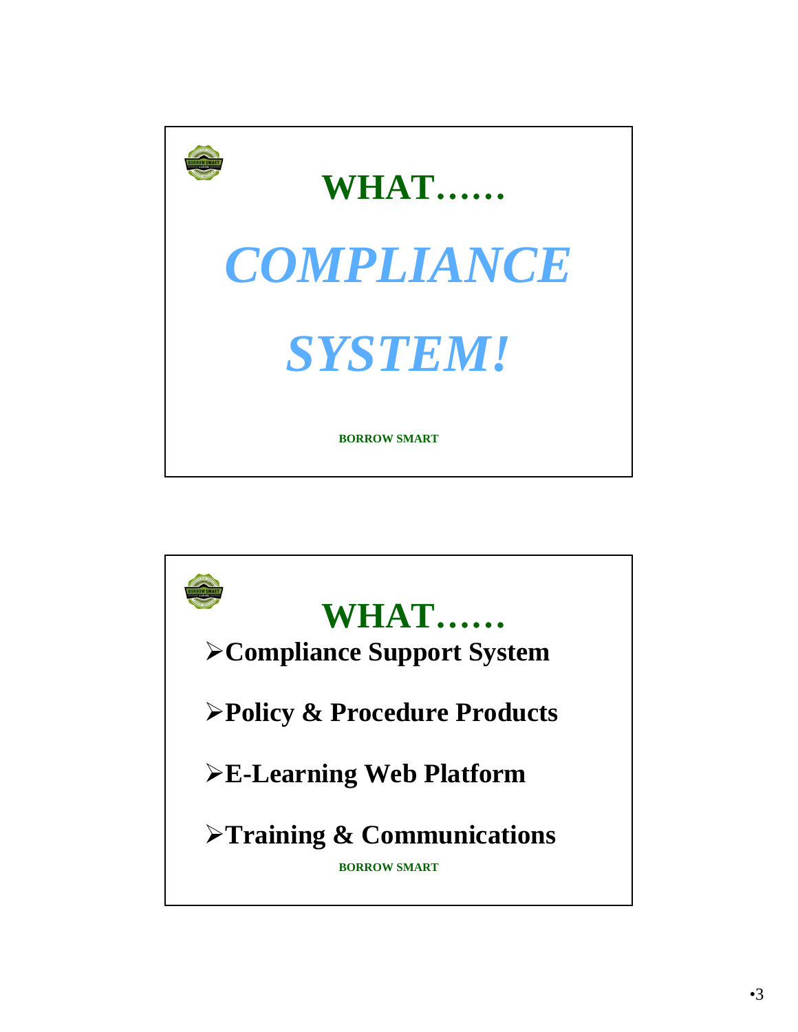## WHAT……

# *COMPLIANCE*

# *SYSTEM!*

**BORROW SMART**

---

## WHAT……

- **Compliance Support System**
- **Policy & Procedure Products**
- **E-Learning Web Platform**
- **Training & Communications**

**BORROW SMART**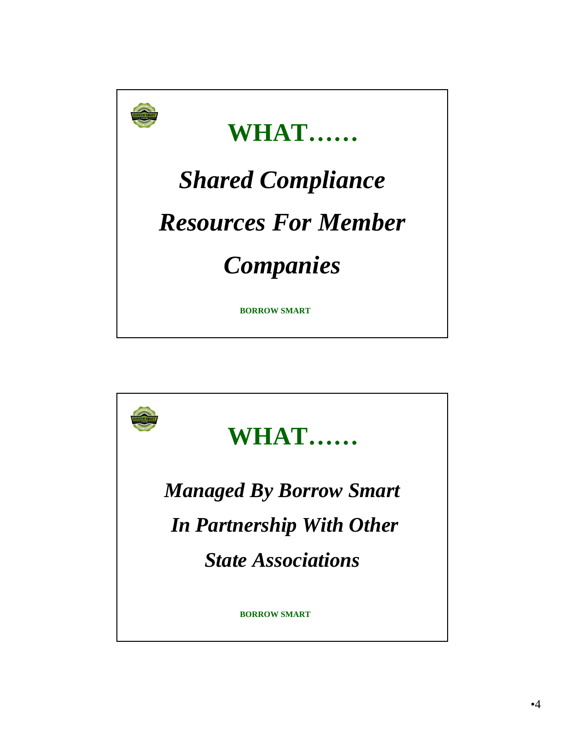## WHAT……

*Shared Compliance Resources For Member Companies*

**BORROW SMART**

## WHAT……

*Managed By Borrow Smart In Partnership With Other State Associations*

**BORROW SMART**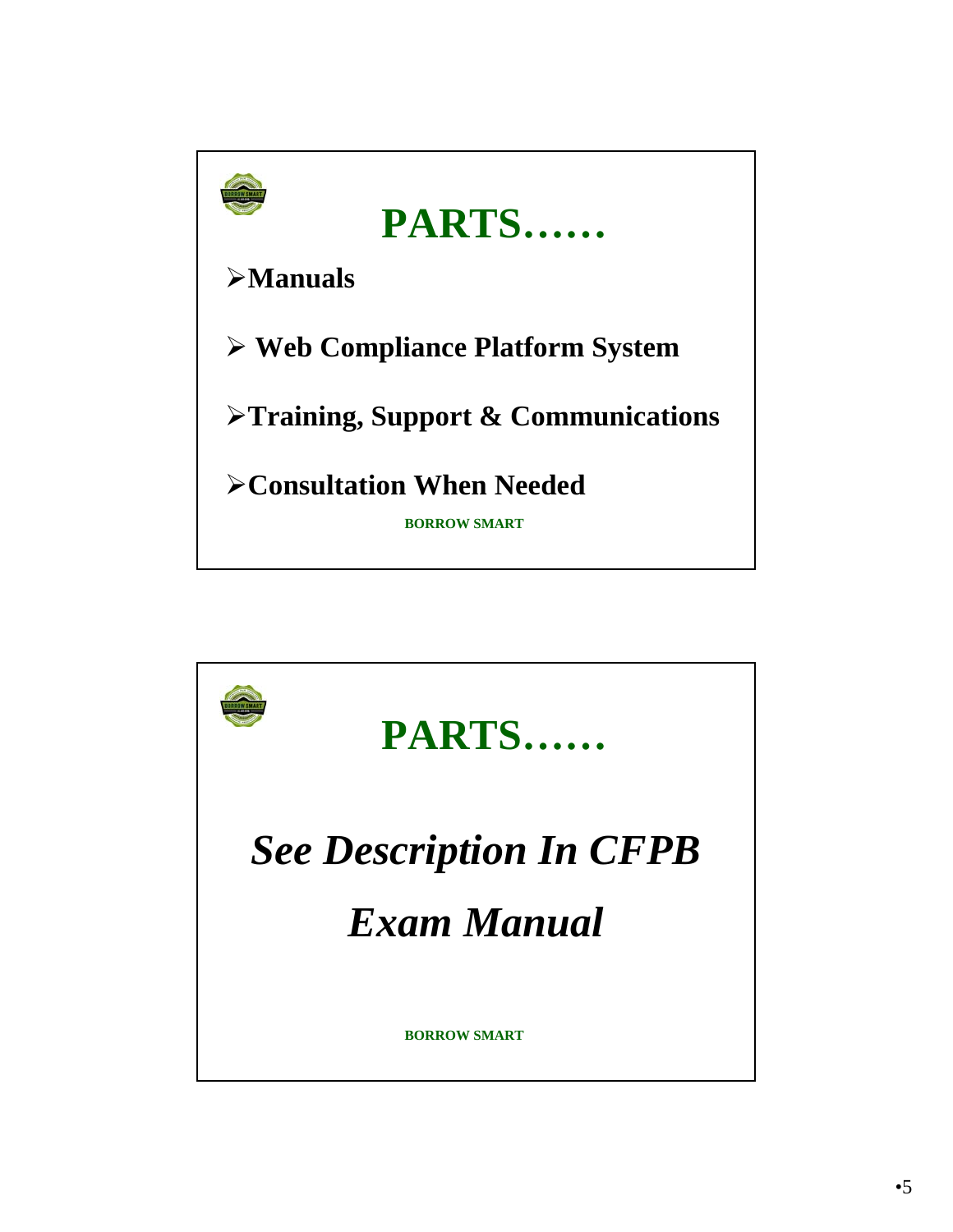## PARTS……

- **Manuals**
- **Web Compliance Platform System**
- **Training, Support & Communications**
- **Consultation When Needed**

**BORROW SMART**

## PARTS……

***See Description In CFPB Exam Manual***

**BORROW SMART**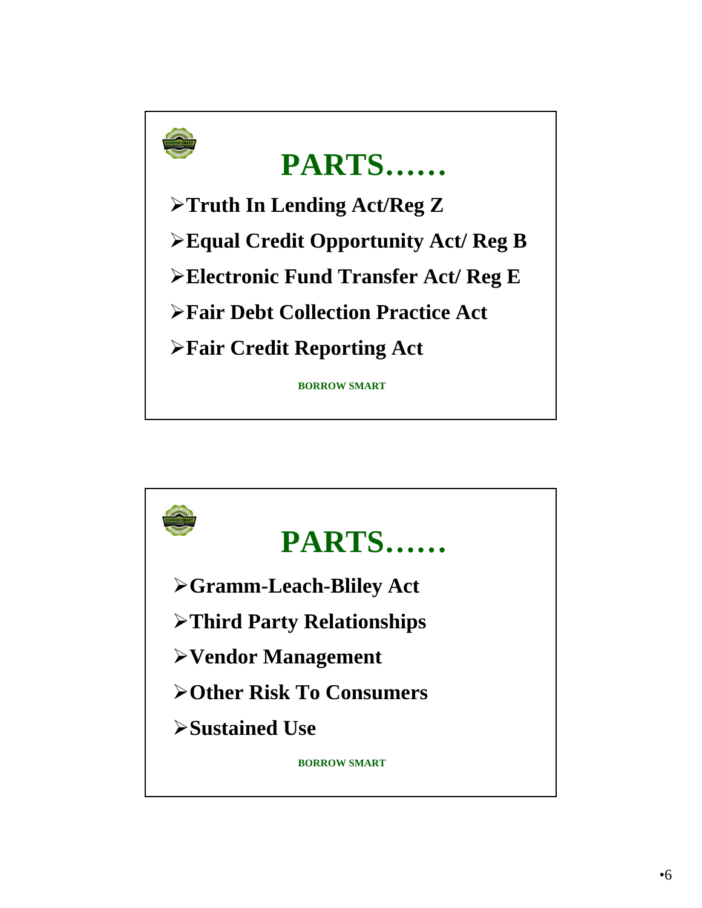## PARTS……

- Truth In Lending Act/Reg Z
- Equal Credit Opportunity Act/ Reg B
- Electronic Fund Transfer Act/ Reg E
- Fair Debt Collection Practice Act
- Fair Credit Reporting Act

BORROW SMART

## PARTS……

- Gramm-Leach-Bliley Act
- Third Party Relationships
- Vendor Management
- Other Risk To Consumers
- Sustained Use

BORROW SMART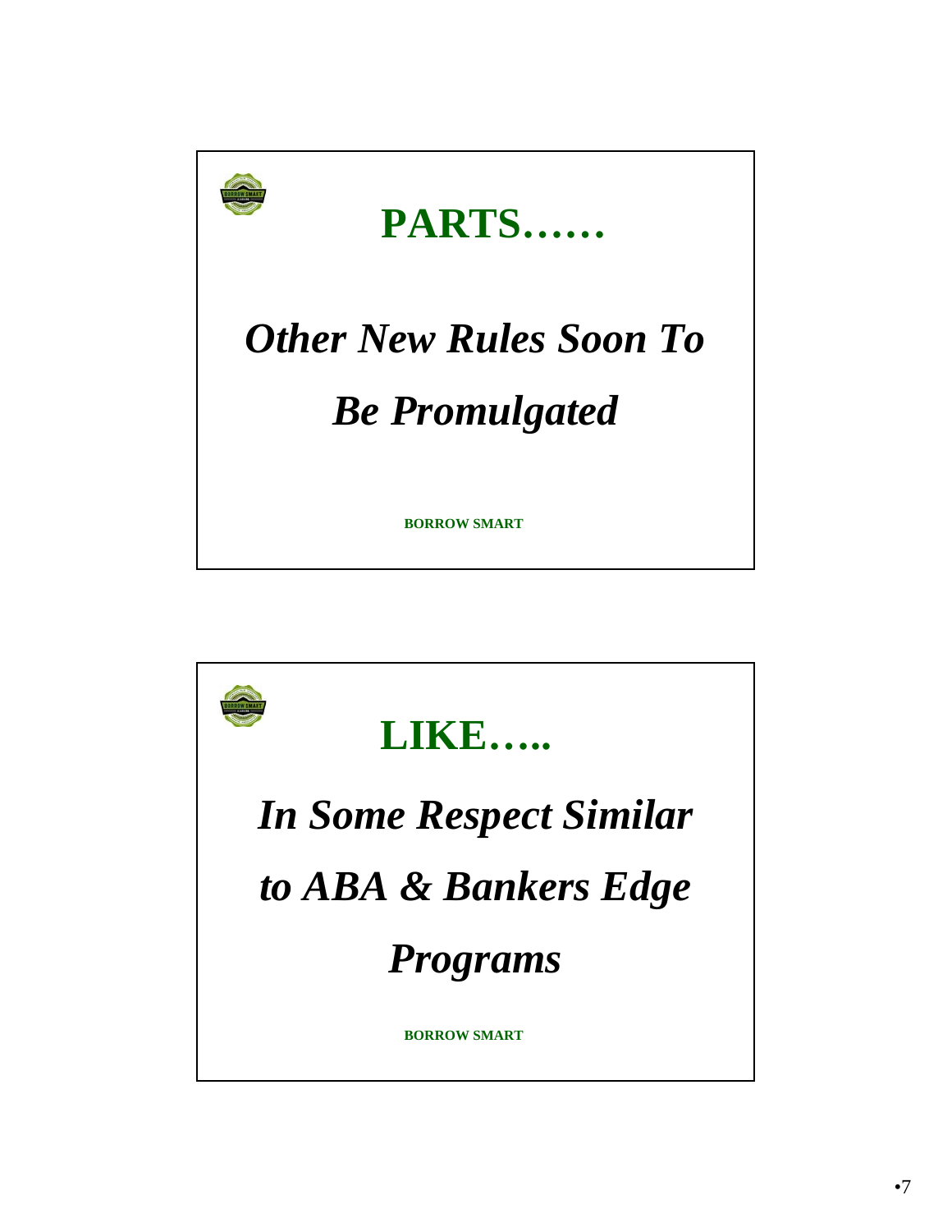## PARTS……

***Other New Rules Soon To Be Promulgated***

**BORROW SMART**

---

## LIKE…..

***In Some Respect Similar to ABA & Bankers Edge Programs***

**BORROW SMART**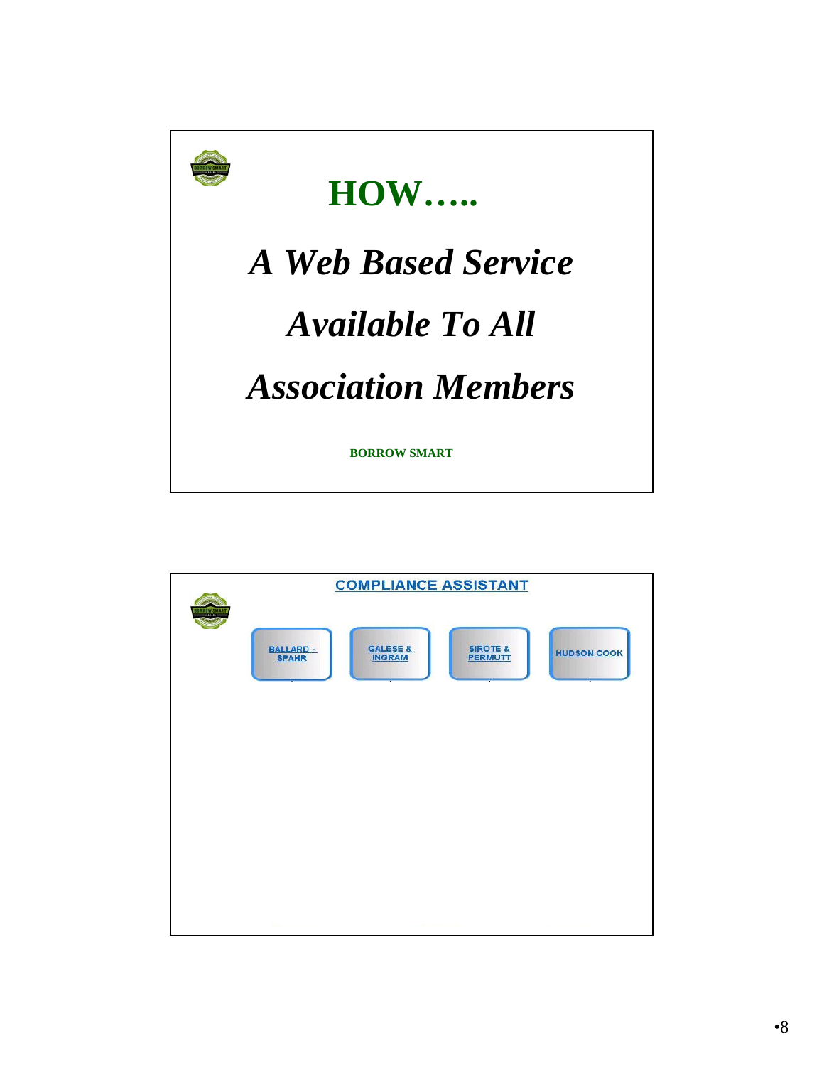# HOW…..

***A Web Based Service***

***Available To All***

***Association Members***

**BORROW SMART**

---

## COMPLIANCE ASSISTANT

BALLARD - SPAHR

GALESE & INGRAM

SIROTE & PERMUTT

HUDSON COOK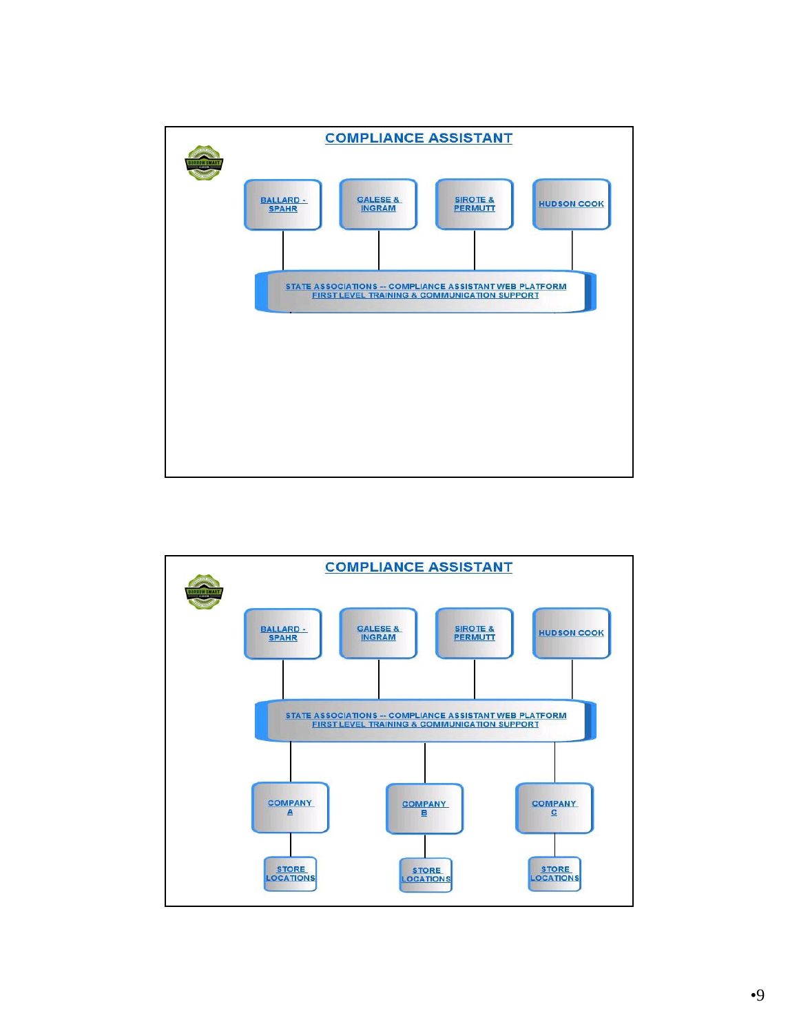## COMPLIANCE ASSISTANT

BALLARD - SPAHR

GALESE & INGRAM

SIROTE & PERMUTT

HUDSON COOK

STATE ASSOCIATIONS -- COMPLIANCE ASSISTANT WEB PLATFORM
FIRST LEVEL TRAINING & COMMUNICATION SUPPORT

## COMPLIANCE ASSISTANT

BALLARD - SPAHR

GALESE & INGRAM

SIROTE & PERMUTT

HUDSON COOK

STATE ASSOCIATIONS -- COMPLIANCE ASSISTANT WEB PLATFORM
FIRST LEVEL TRAINING & COMMUNICATION SUPPORT

COMPANY A

COMPANY B

COMPANY C

STORE LOCATIONS

STORE LOCATIONS

STORE LOCATIONS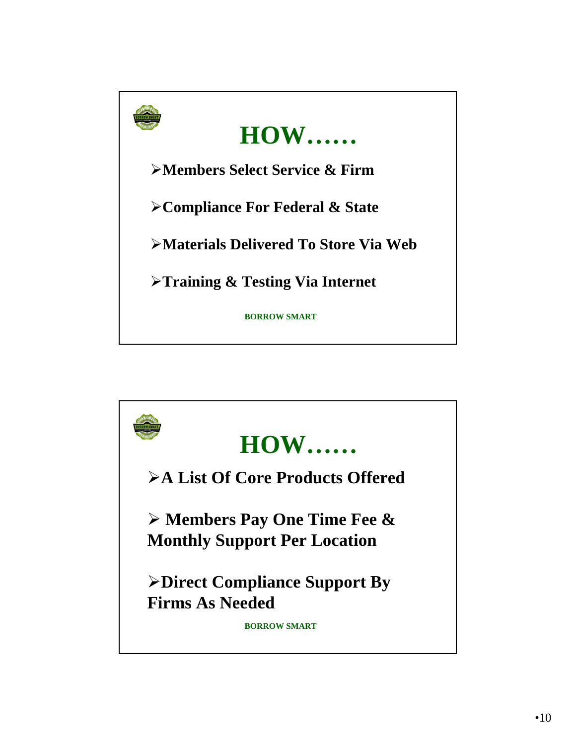# HOW……

- Members Select Service & Firm
- Compliance For Federal & State
- Materials Delivered To Store Via Web
- Training & Testing Via Internet

BORROW SMART

# HOW……

- A List Of Core Products Offered
- Members Pay One Time Fee & Monthly Support Per Location
- Direct Compliance Support By Firms As Needed

BORROW SMART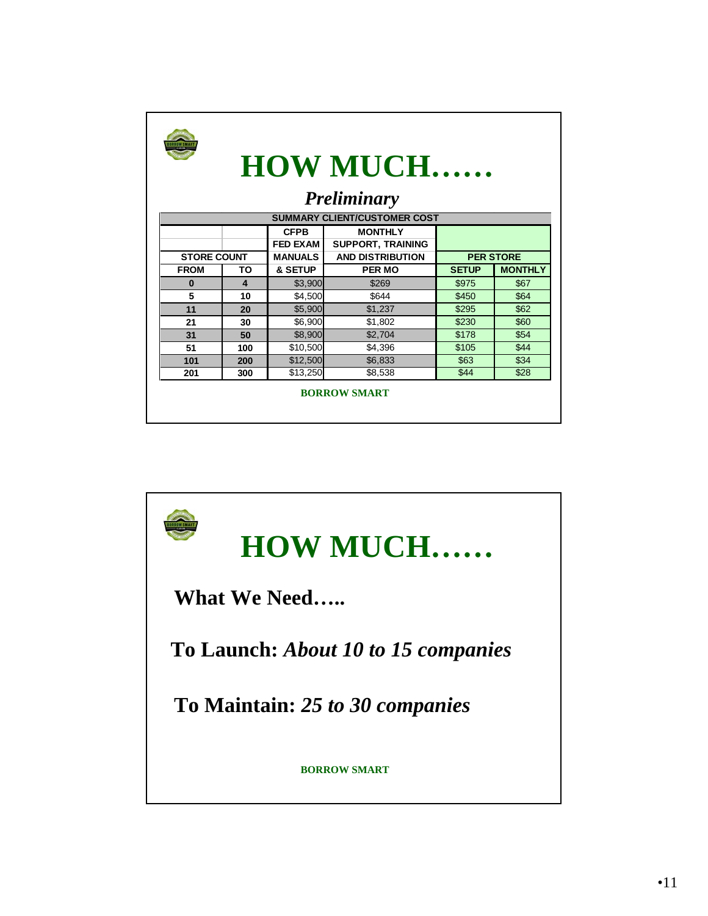# HOW MUCH……

## *Preliminary*

| SUMMARY CLIENT/CUSTOMER COST | | | | | |
|---|---|---|---|---|---|
| | | CFPB FED EXAM MANUALS & SETUP | MONTHLY SUPPORT, TRAINING AND DISTRIBUTION PER MO | PER STORE | |
| STORE COUNT | | | | | |
| FROM | TO | | | SETUP | MONTHLY |
| 0 | 4 | $3,900 | $269 | $975 | $67 |
| 5 | 10 | $4,500 | $644 | $450 | $64 |
| 11 | 20 | $5,900 | $1,237 | $295 | $62 |
| 21 | 30 | $6,900 | $1,802 | $230 | $60 |
| 31 | 50 | $8,900 | $2,704 | $178 | $54 |
| 51 | 100 | $10,500 | $4,396 | $105 | $44 |
| 101 | 200 | $12,500 | $6,833 | $63 | $34 |
| 201 | 300 | $13,250 | $8,538 | $44 | $28 |

**BORROW SMART**

# HOW MUCH……

**What We Need…..**

**To Launch:** ***About 10 to 15 companies***

**To Maintain:** ***25 to 30 companies***

**BORROW SMART**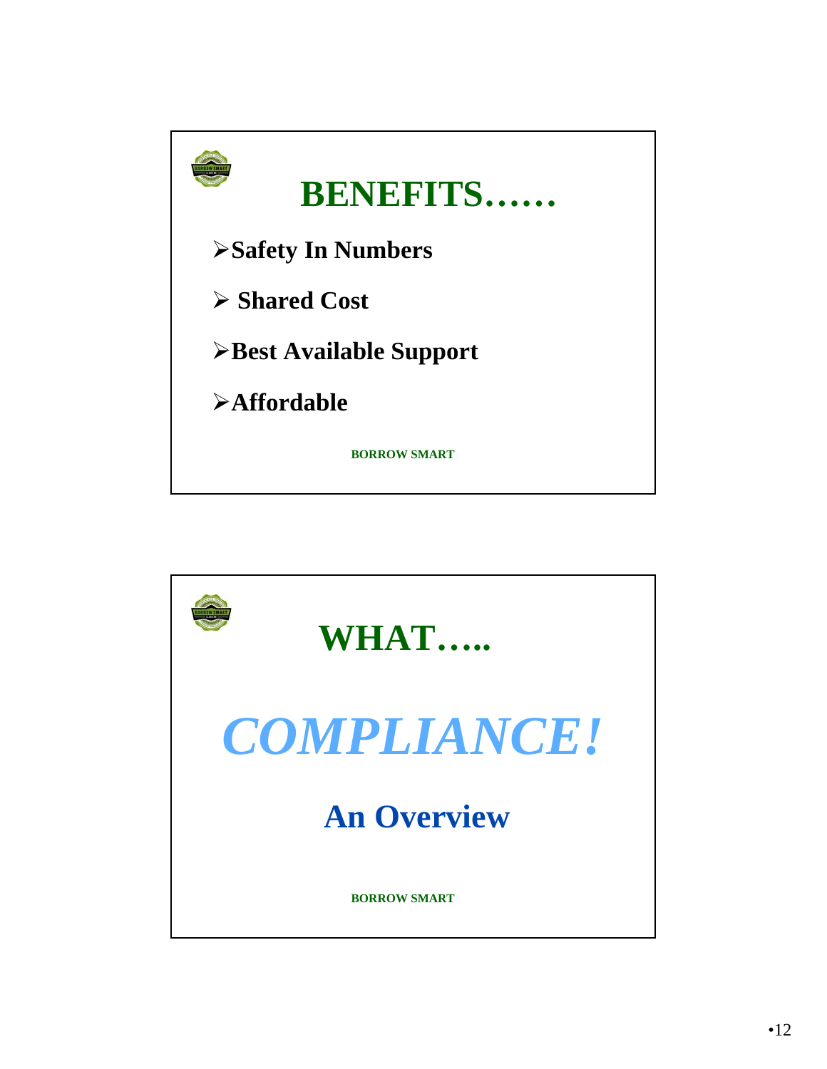## BENEFITS……

- **Safety In Numbers**
- **Shared Cost**
- **Best Available Support**
- **Affordable**

**BORROW SMART**

---

## WHAT…..

# *COMPLIANCE!*

## An Overview

**BORROW SMART**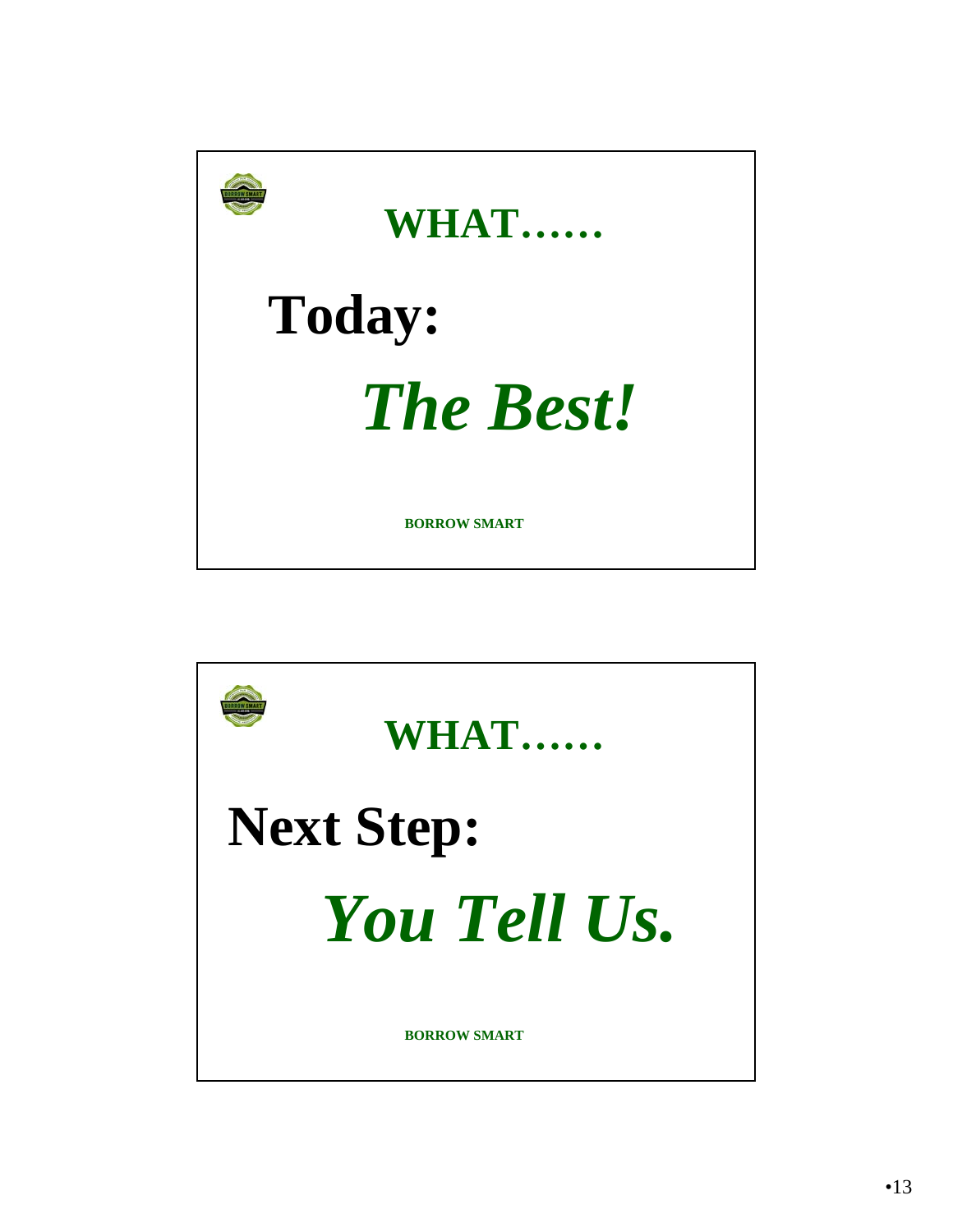## WHAT……

# Today:

# *The Best!*

**BORROW SMART**

---

## WHAT……

# Next Step:

# *You Tell Us.*

**BORROW SMART**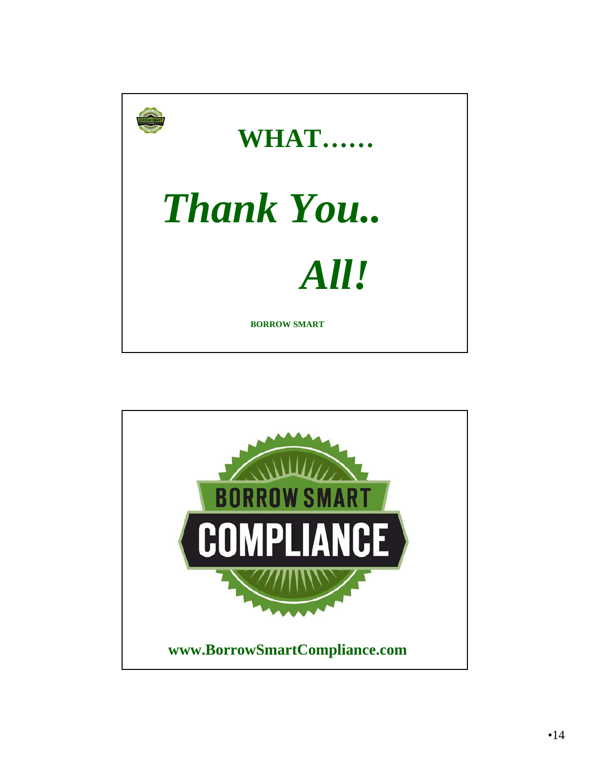## WHAT……

# *Thank You..*

# *All!*

**BORROW SMART**

---

BORROW SMART

COMPLIANCE

**www.BorrowSmartCompliance.com**